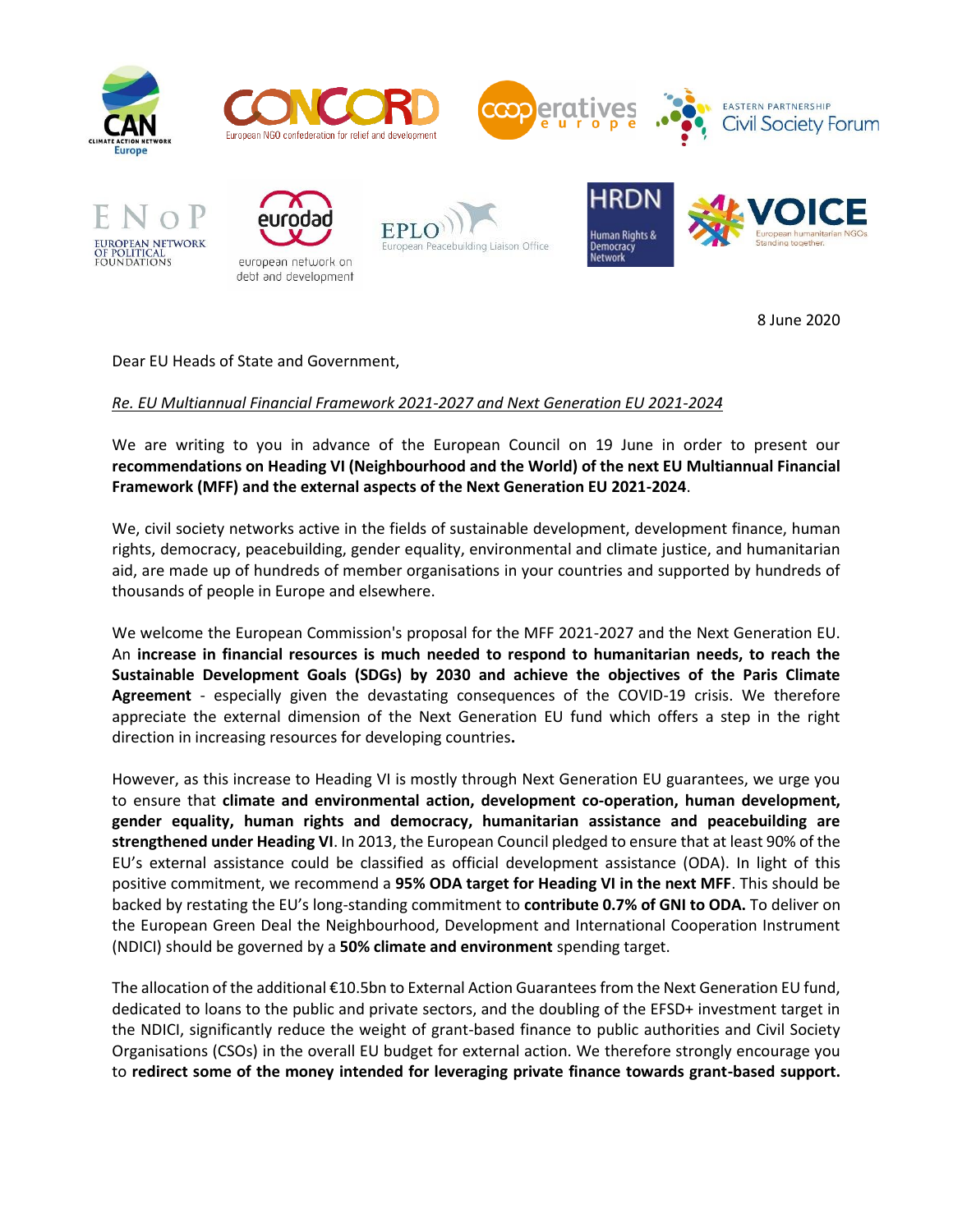8 June 2020

Dear EU Heads of State and Government,

*Re. EU Multiannual Financial Framework 2021-2027 and Next Generation EU 2021-2024*

We are writing to you in advance of the European Council on 19 June in order to present our **recommendations on Heading VI (Neighbourhood and the World) of the next EU Multiannual Financial Framework (MFF) and the external aspects of the Next Generation EU 2021-2024**.

We, civil society networks active in the fields of sustainable development, development finance, human rights, democracy, peacebuilding, gender equality, environmental and climate justice, and humanitarian aid, are made up of hundreds of member organisations in your countries and supported by hundreds of thousands of people in Europe and elsewhere.

We welcome the European Commission's proposal for the MFF 2021-2027 and the Next Generation EU. An **increase in financial resources is much needed to respond to humanitarian needs, to reach the Sustainable Development Goals (SDGs) by 2030 and achieve the objectives of the Paris Climate Agreement** - especially given the devastating consequences of the COVID-19 crisis. We therefore appreciate the external dimension of the Next Generation EU fund which offers a step in the right direction in increasing resources for developing countries**.**

However, as this increase to Heading VI is mostly through Next Generation EU guarantees, we urge you to ensure that **climate and environmental action, development co-operation, human development, gender equality, human rights and democracy, humanitarian assistance and peacebuilding are strengthened under Heading VI**. In 2013, the European Council pledged to ensure that at least 90% of the EU's external assistance could be classified as official development assistance (ODA). In light of this positive commitment, we recommend a **95% ODA target for Heading VI in the next MFF**. This should be backed by restating the EU's long-standing commitment to **contribute 0.7% of GNI to ODA.** To deliver on the European Green Deal the Neighbourhood, Development and International Cooperation Instrument (NDICI) should be governed by a **50% climate and environment** spending target.

The allocation of the additional €10.5bn to External Action Guarantees from the Next Generation EU fund, dedicated to loans to the public and private sectors, and the doubling of the EFSD+ investment target in the NDICI, significantly reduce the weight of grant-based finance to public authorities and Civil Society Organisations (CSOs) in the overall EU budget for external action. We therefore strongly encourage you to **redirect some of the money intended for leveraging private finance towards grant-based support.**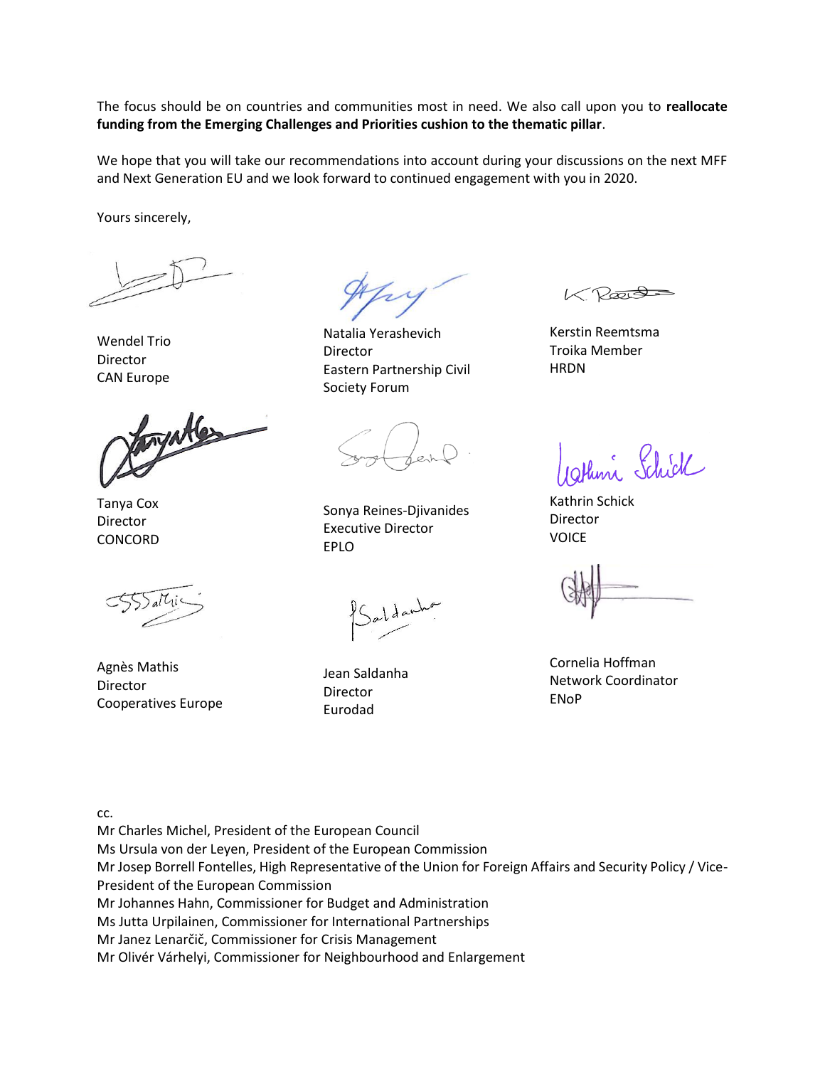The focus should be on countries and communities most in need. We also call upon you to **reallocate funding from the Emerging Challenges and Priorities cushion to the thematic pillar**.

We hope that you will take our recommendations into account during your discussions on the next MFF and Next Generation EU and we look forward to continued engagement with you in 2020.

Yours sincerely,

Wendel Trio
Director
CAN Europe

Natalia Yerashevich
Director
Eastern Partnership Civil Society Forum

Kerstin Reemtsma
Troika Member
HRDN

Tanya Cox
Director
CONCORD

Sonya Reines-Djivanides
Executive Director
EPLO

Kathrin Schick
Director
VOICE

Agnès Mathis
Director
Cooperatives Europe

Jean Saldanha
Director
Eurodad

Cornelia Hoffman
Network Coordinator
ENoP

cc.
Mr Charles Michel, President of the European Council
Ms Ursula von der Leyen, President of the European Commission
Mr Josep Borrell Fontelles, High Representative of the Union for Foreign Affairs and Security Policy / Vice-President of the European Commission
Mr Johannes Hahn, Commissioner for Budget and Administration
Ms Jutta Urpilainen, Commissioner for International Partnerships
Mr Janez Lenarčič, Commissioner for Crisis Management
Mr Olivér Várhelyi, Commissioner for Neighbourhood and Enlargement